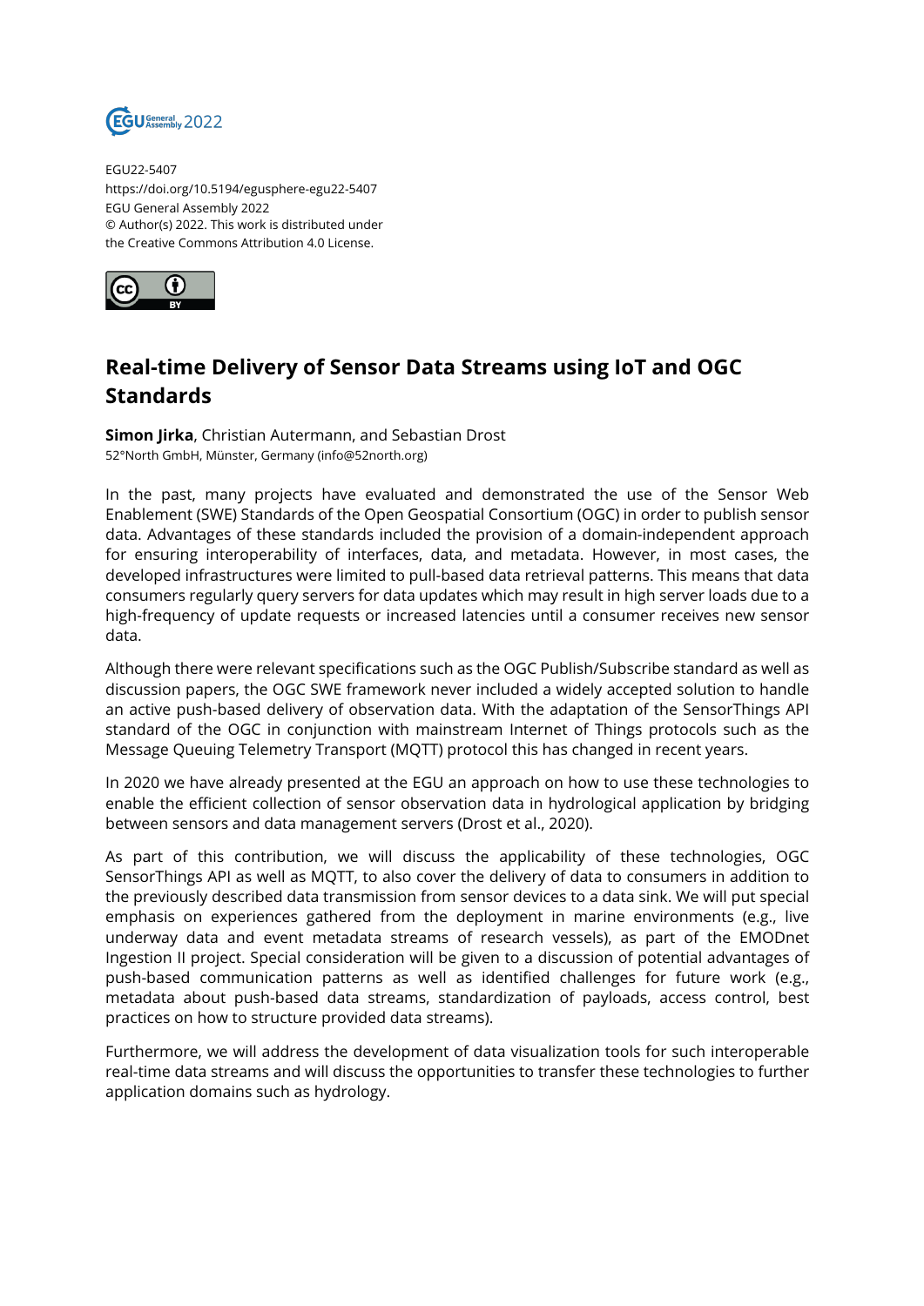EGU22-5407
https://doi.org/10.5194/egusphere-egu22-5407
EGU General Assembly 2022
© Author(s) 2022. This work is distributed under
the Creative Commons Attribution 4.0 License.

# Real-time Delivery of Sensor Data Streams using IoT and OGC Standards

**Simon Jirka**, Christian Autermann, and Sebastian Drost
52°North GmbH, Münster, Germany (info@52north.org)

In the past, many projects have evaluated and demonstrated the use of the Sensor Web Enablement (SWE) Standards of the Open Geospatial Consortium (OGC) in order to publish sensor data. Advantages of these standards included the provision of a domain-independent approach for ensuring interoperability of interfaces, data, and metadata. However, in most cases, the developed infrastructures were limited to pull-based data retrieval patterns. This means that data consumers regularly query servers for data updates which may result in high server loads due to a high-frequency of update requests or increased latencies until a consumer receives new sensor data.

Although there were relevant specifications such as the OGC Publish/Subscribe standard as well as discussion papers, the OGC SWE framework never included a widely accepted solution to handle an active push-based delivery of observation data. With the adaptation of the SensorThings API standard of the OGC in conjunction with mainstream Internet of Things protocols such as the Message Queuing Telemetry Transport (MQTT) protocol this has changed in recent years.

In 2020 we have already presented at the EGU an approach on how to use these technologies to enable the efficient collection of sensor observation data in hydrological application by bridging between sensors and data management servers (Drost et al., 2020).

As part of this contribution, we will discuss the applicability of these technologies, OGC SensorThings API as well as MQTT, to also cover the delivery of data to consumers in addition to the previously described data transmission from sensor devices to a data sink. We will put special emphasis on experiences gathered from the deployment in marine environments (e.g., live underway data and event metadata streams of research vessels), as part of the EMODnet Ingestion II project. Special consideration will be given to a discussion of potential advantages of push-based communication patterns as well as identified challenges for future work (e.g., metadata about push-based data streams, standardization of payloads, access control, best practices on how to structure provided data streams).

Furthermore, we will address the development of data visualization tools for such interoperable real-time data streams and will discuss the opportunities to transfer these technologies to further application domains such as hydrology.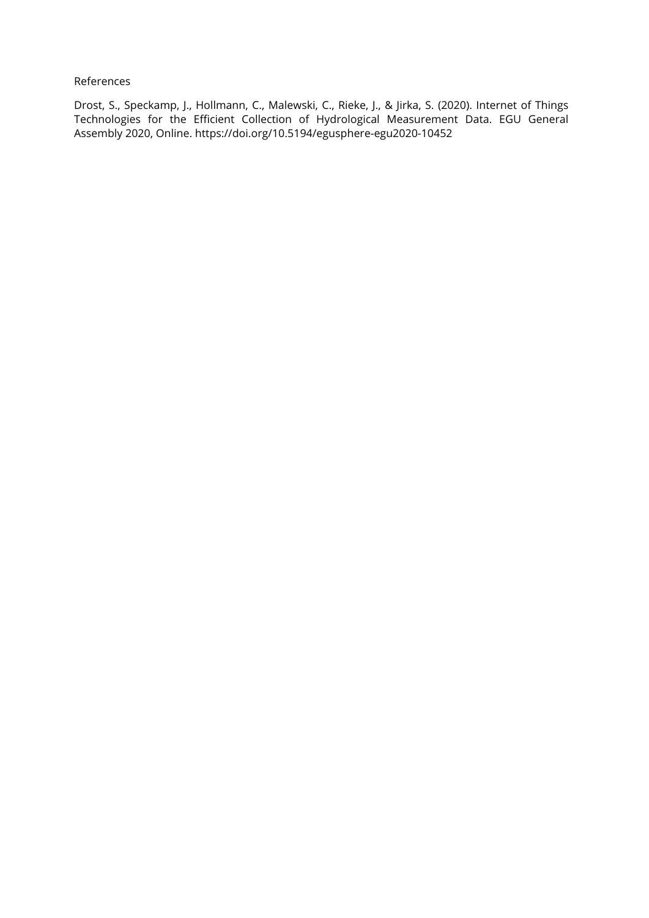References

Drost, S., Speckamp, J., Hollmann, C., Malewski, C., Rieke, J., & Jirka, S. (2020). Internet of Things Technologies for the Efficient Collection of Hydrological Measurement Data. EGU General Assembly 2020, Online. https://doi.org/10.5194/egusphere-egu2020-10452